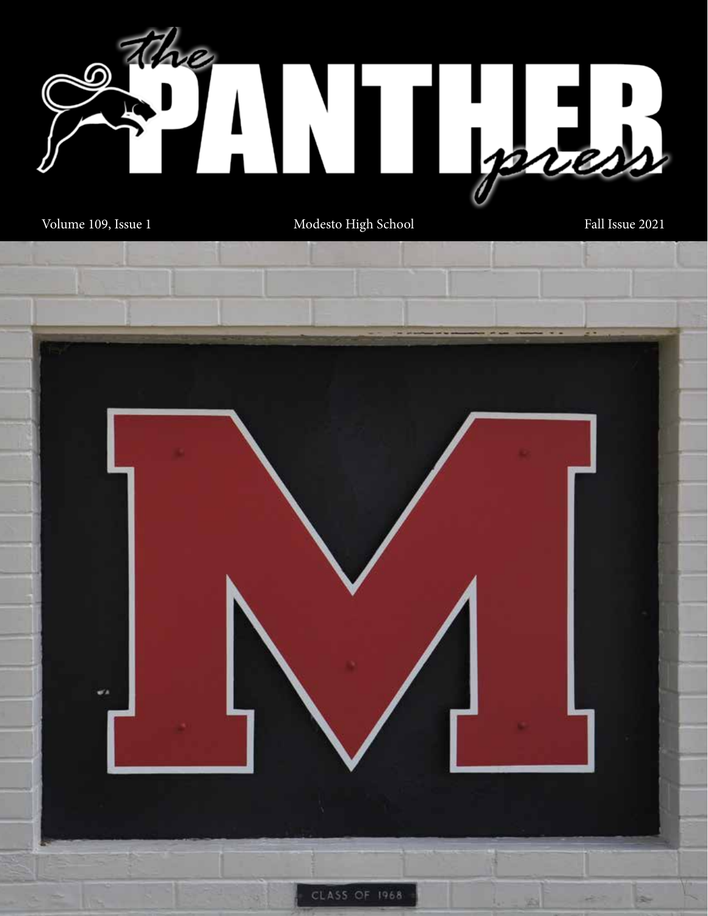# the PANTHER press

Volume 109, Issue 1 | Modesto High School | Fall Issue 2021

CLASS OF 1968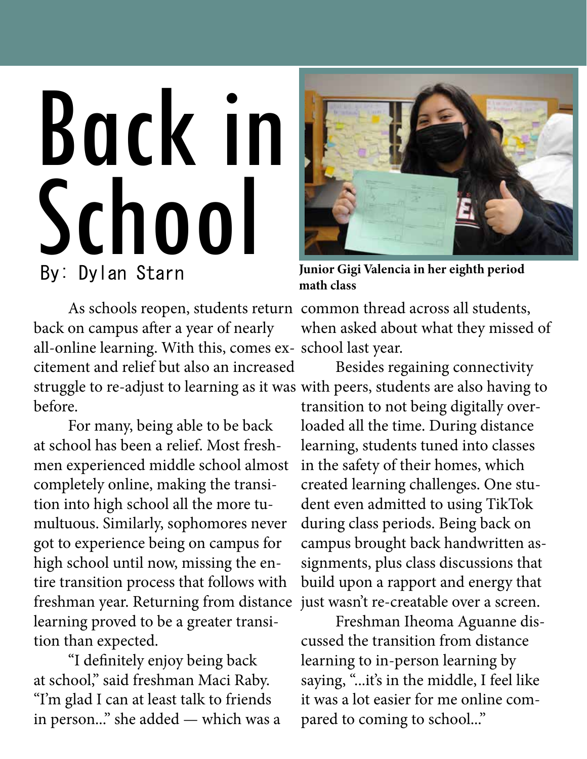# Back in School

By: Dylan Starn

**Junior Gigi Valencia in her eighth period math class**

As schools reopen, students return back on campus after a year of nearly all-online learning. With this, comes excitement and relief but also an increased struggle to re-adjust to learning as it was before.

For many, being able to be back at school has been a relief. Most freshmen experienced middle school almost completely online, making the transition into high school all the more tumultuous. Similarly, sophomores never got to experience being on campus for high school until now, missing the entire transition process that follows with freshman year. Returning from distance learning proved to be a greater transition than expected.

"I definitely enjoy being back at school," said freshman Maci Raby. "I'm glad I can at least talk to friends in person..." she added — which was a common thread across all students, when asked about what they missed of school last year.

Besides regaining connectivity with peers, students are also having to transition to not being digitally overloaded all the time. During distance learning, students tuned into classes in the safety of their homes, which created learning challenges. One student even admitted to using TikTok during class periods. Being back on campus brought back handwritten assignments, plus class discussions that build upon a rapport and energy that just wasn't re-creatable over a screen.

Freshman Iheoma Aguanne discussed the transition from distance learning to in-person learning by saying, "...it's in the middle, I feel like it was a lot easier for me online compared to coming to school..."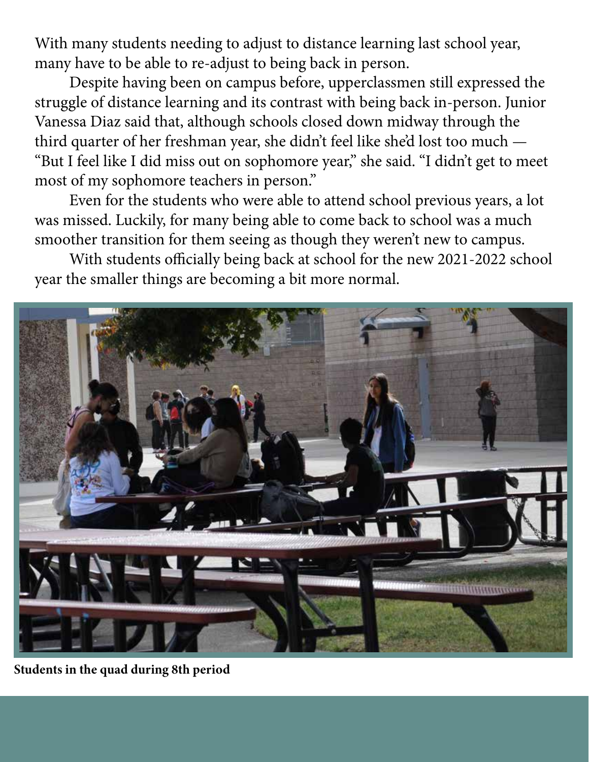With many students needing to adjust to distance learning last school year, many have to be able to re-adjust to being back in person.

Despite having been on campus before, upperclassmen still expressed the struggle of distance learning and its contrast with being back in-person. Junior Vanessa Diaz said that, although schools closed down midway through the third quarter of her freshman year, she didn't feel like she'd lost too much — "But I feel like I did miss out on sophomore year," she said. "I didn't get to meet most of my sophomore teachers in person."

Even for the students who were able to attend school previous years, a lot was missed. Luckily, for many being able to come back to school was a much smoother transition for them seeing as though they weren't new to campus.

With students officially being back at school for the new 2021-2022 school year the smaller things are becoming a bit more normal.

**Students in the quad during 8th period**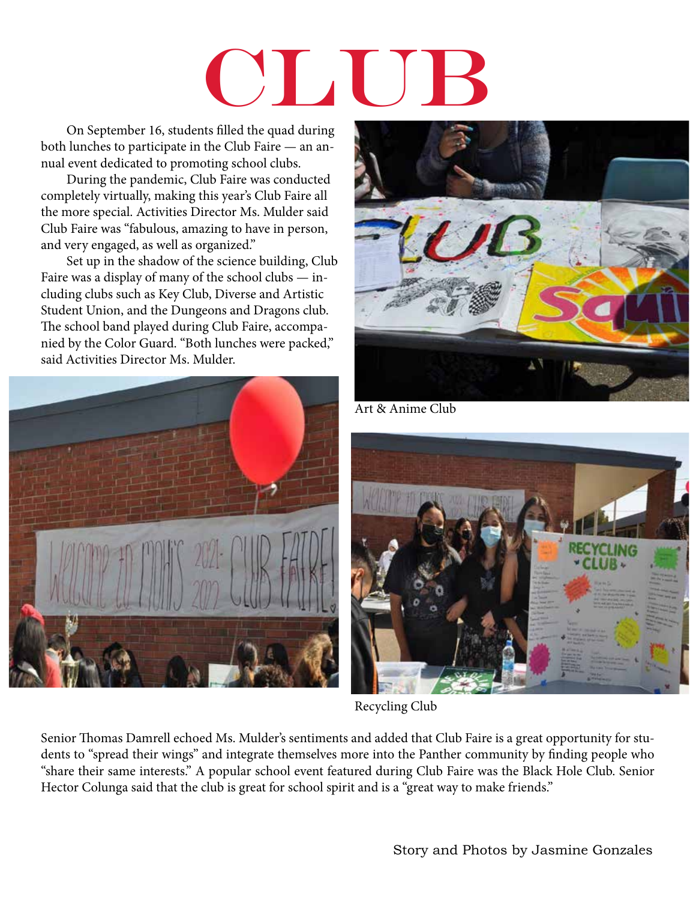# CLUB

On September 16, students filled the quad during both lunches to participate in the Club Faire — an annual event dedicated to promoting school clubs.

During the pandemic, Club Faire was conducted completely virtually, making this year's Club Faire all the more special. Activities Director Ms. Mulder said Club Faire was "fabulous, amazing to have in person, and very engaged, as well as organized."

Set up in the shadow of the science building, Club Faire was a display of many of the school clubs — including clubs such as Key Club, Diverse and Artistic Student Union, and the Dungeons and Dragons club. The school band played during Club Faire, accompanied by the Color Guard. "Both lunches were packed," said Activities Director Ms. Mulder.

Art & Anime Club

Recycling Club

Senior Thomas Damrell echoed Ms. Mulder's sentiments and added that Club Faire is a great opportunity for students to "spread their wings" and integrate themselves more into the Panther community by finding people who "share their same interests." A popular school event featured during Club Faire was the Black Hole Club. Senior Hector Colunga said that the club is great for school spirit and is a "great way to make friends."

Story and Photos by Jasmine Gonzales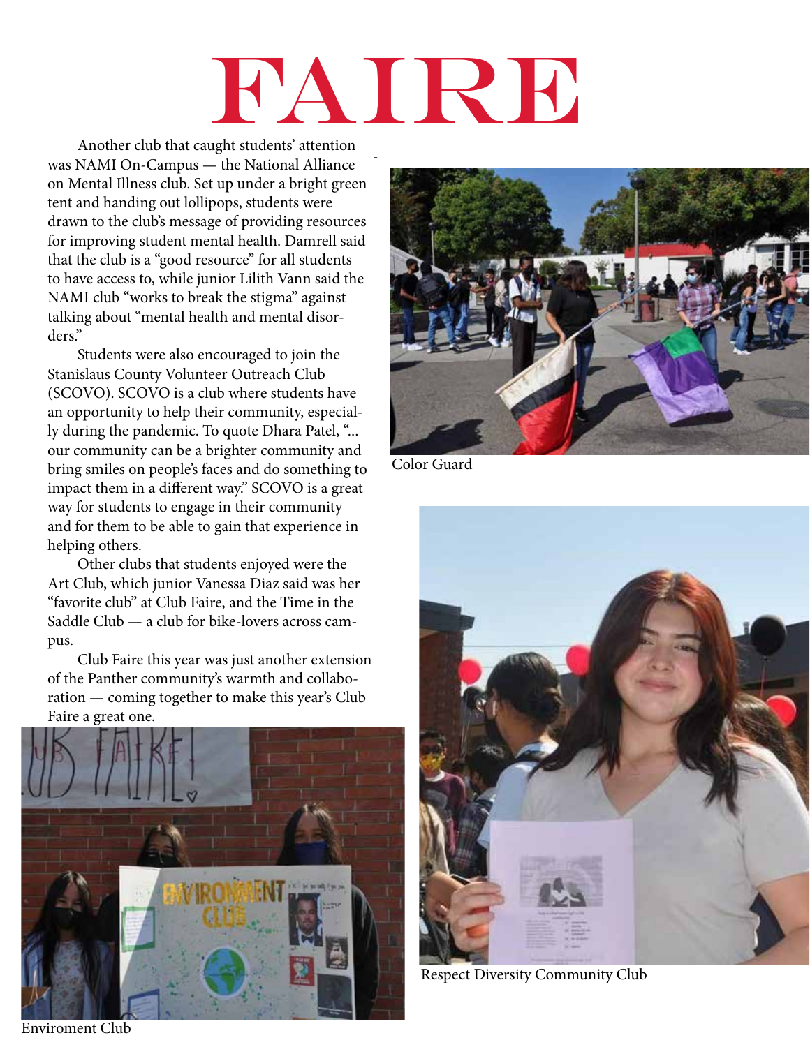# FAIRE

Another club that caught students' attention was NAMI On-Campus — the National Alliance on Mental Illness club. Set up under a bright green tent and handing out lollipops, students were drawn to the club's message of providing resources for improving student mental health. Damrell said that the club is a "good resource" for all students to have access to, while junior Lilith Vann said the NAMI club "works to break the stigma" against talking about "mental health and mental disorders."

Students were also encouraged to join the Stanislaus County Volunteer Outreach Club (SCOVO). SCOVO is a club where students have an opportunity to help their community, especially during the pandemic. To quote Dhara Patel, "... our community can be a brighter community and bring smiles on people's faces and do something to impact them in a different way." SCOVO is a great way for students to engage in their community and for them to be able to gain that experience in helping others.

Other clubs that students enjoyed were the Art Club, which junior Vanessa Diaz said was her "favorite club" at Club Faire, and the Time in the Saddle Club — a club for bike-lovers across campus.

Club Faire this year was just another extension of the Panther community's warmth and collaboration — coming together to make this year's Club Faire a great one.

Color Guard

Respect Diversity Community Club

Enviroment Club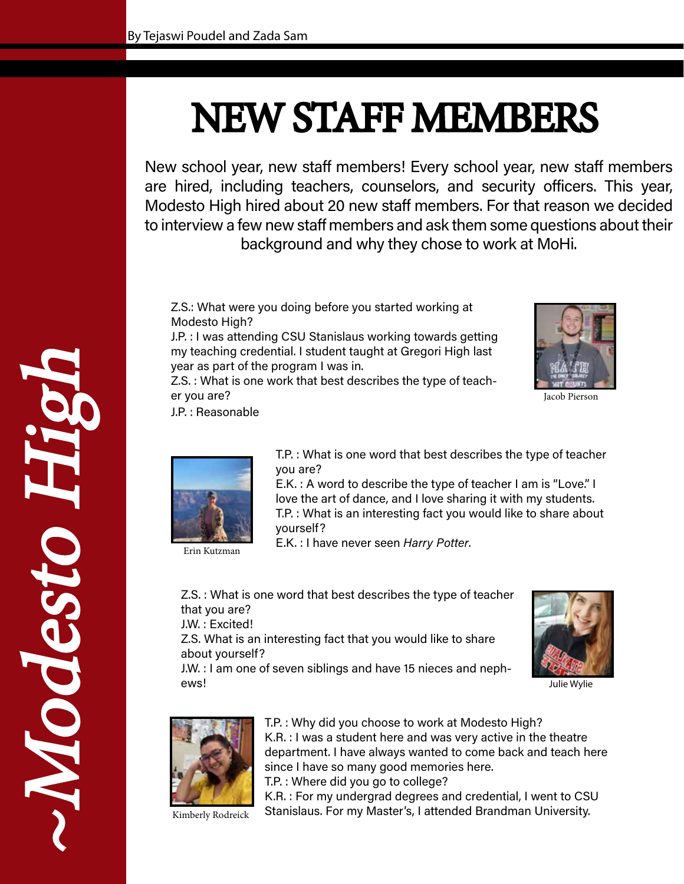By Tejaswi Poudel and Zada Sam

# NEW STAFF MEMBERS

New school year, new staff members! Every school year, new staff members are hired, including teachers, counselors, and security officers. This year, Modesto High hired about 20 new staff members. For that reason we decided to interview a few new staff members and ask them some questions about their background and why they chose to work at MoHi.

Z.S.: What were you doing before you started working at Modesto High?
J.P. : I was attending CSU Stanislaus working towards getting my teaching credential. I student taught at Gregori High last year as part of the program I was in.
Z.S. : What is one work that best describes the type of teacher you are?
J.P. : Reasonable

Jacob Pierson

T.P. : What is one word that best describes the type of teacher you are?
E.K. : A word to describe the type of teacher I am is "Love." I love the art of dance, and I love sharing it with my students.
T.P. : What is an interesting fact you would like to share about yourself?
E.K. : I have never seen *Harry Potter*.

Erin Kutzman

Z.S. : What is one word that best describes the type of teacher that you are?
J.W. : Excited!
Z.S. What is an interesting fact that you would like to share about yourself?
J.W. : I am one of seven siblings and have 15 nieces and nephews!

Julie Wylie

T.P. : Why did you choose to work at Modesto High?
K.R. : I was a student here and was very active in the theatre department. I have always wanted to come back and teach here since I have so many good memories here.
T.P. : Where did you go to college?
K.R. : For my undergrad degrees and credential, I went to CSU Stanislaus. For my Master's, I attended Brandman University.

Kimberly Rodreick

~Modesto High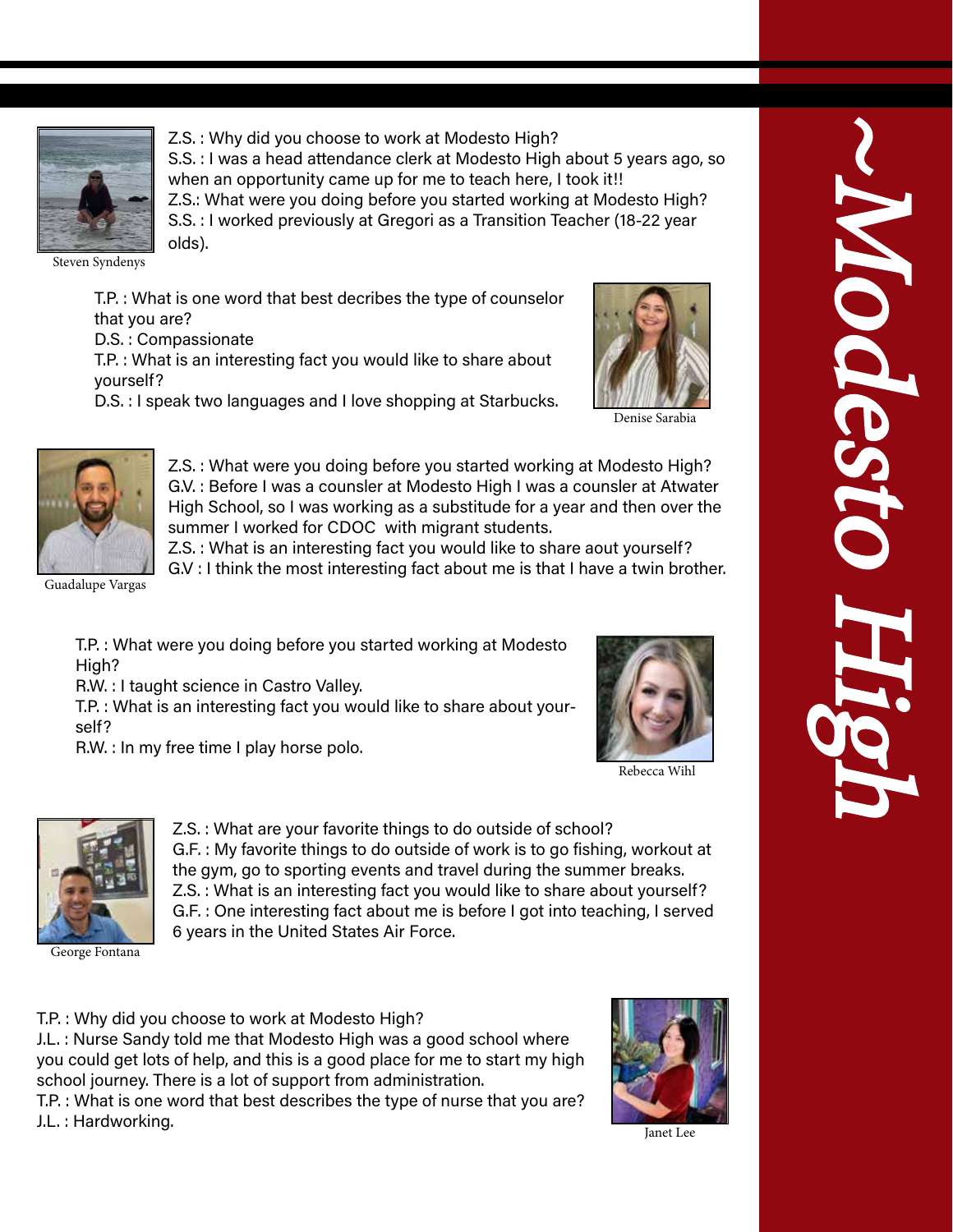Z.S. : Why did you choose to work at Modesto High?
S.S. : I was a head attendance clerk at Modesto High about 5 years ago, so when an opportunity came up for me to teach here, I took it!!
Z.S.: What were you doing before you started working at Modesto High?
S.S. : I worked previously at Gregori as a Transition Teacher (18-22 year olds).

Steven Syndenys

T.P. : What is one word that best decribes the type of counselor that you are?
D.S. : Compassionate
T.P. : What is an interesting fact you would like to share about yourself?
D.S. : I speak two languages and I love shopping at Starbucks.

Denise Sarabia

Z.S. : What were you doing before you started working at Modesto High?
G.V. : Before I was a counsler at Modesto High I was a counsler at Atwater High School, so I was working as a substitude for a year and then over the summer I worked for CDOC with migrant students.
Z.S. : What is an interesting fact you would like to share aout yourself?
G.V : I think the most interesting fact about me is that I have a twin brother.

Guadalupe Vargas

T.P. : What were you doing before you started working at Modesto High?
R.W. : I taught science in Castro Valley.
T.P. : What is an interesting fact you would like to share about yourself?
R.W. : In my free time I play horse polo.

Rebecca Wihl

Z.S. : What are your favorite things to do outside of school?
G.F. : My favorite things to do outside of work is to go fishing, workout at the gym, go to sporting events and travel during the summer breaks.
Z.S. : What is an interesting fact you would like to share about yourself?
G.F. : One interesting fact about me is before I got into teaching, I served 6 years in the United States Air Force.

George Fontana

T.P. : Why did you choose to work at Modesto High?
J.L. : Nurse Sandy told me that Modesto High was a good school where you could get lots of help, and this is a good place for me to start my high school journey. There is a lot of support from administration.
T.P. : What is one word that best describes the type of nurse that you are?
J.L. : Hardworking.

Janet Lee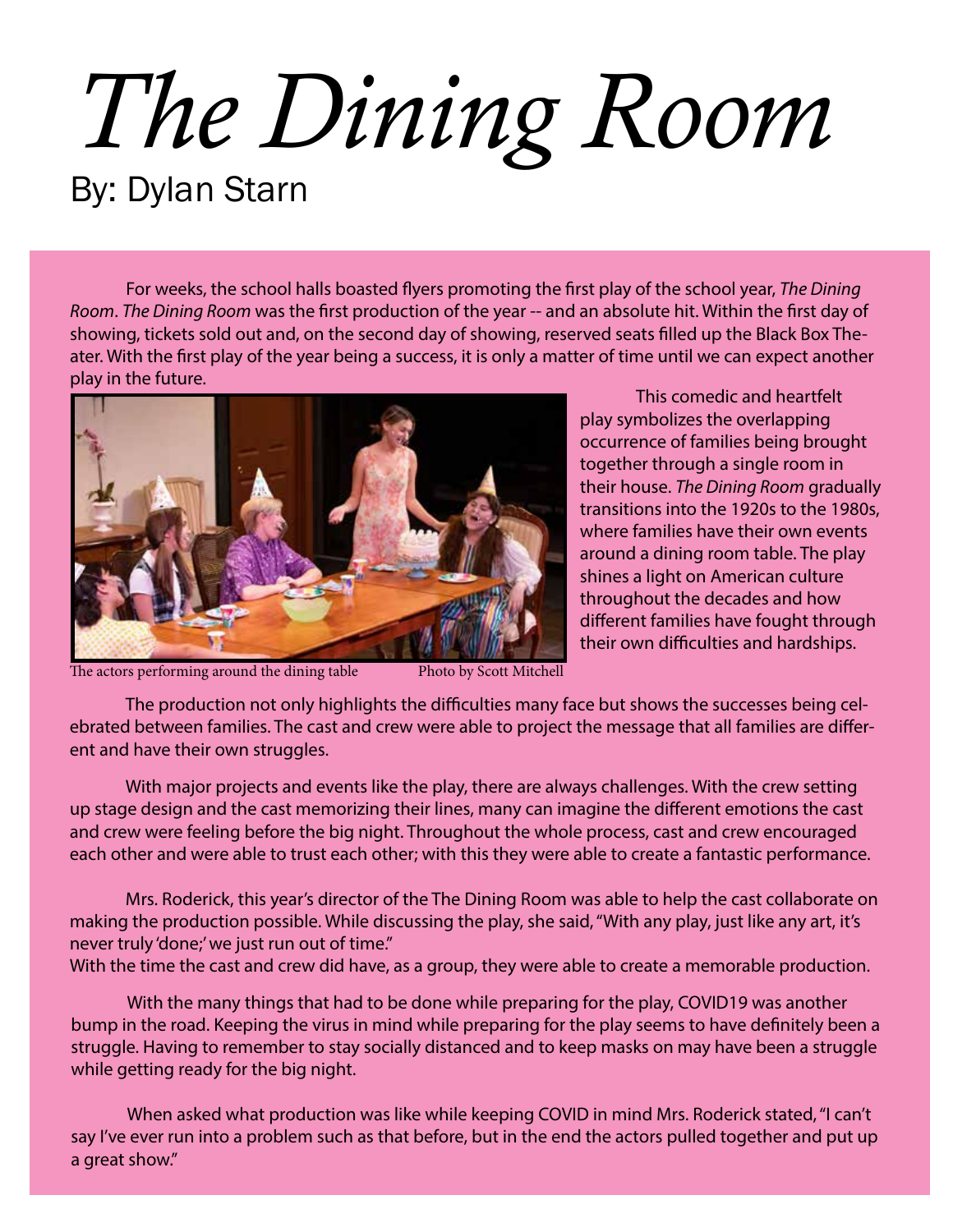# *The Dining Room*

By: Dylan Starn

For weeks, the school halls boasted flyers promoting the first play of the school year, *The Dining Room*. *The Dining Room* was the first production of the year -- and an absolute hit. Within the first day of showing, tickets sold out and, on the second day of showing, reserved seats filled up the Black Box Theater. With the first play of the year being a success, it is only a matter of time until we can expect another play in the future.

The actors performing around the dining table Photo by Scott Mitchell

This comedic and heartfelt play symbolizes the overlapping occurrence of families being brought together through a single room in their house. *The Dining Room* gradually transitions into the 1920s to the 1980s, where families have their own events around a dining room table. The play shines a light on American culture throughout the decades and how different families have fought through their own difficulties and hardships.

The production not only highlights the difficulties many face but shows the successes being celebrated between families. The cast and crew were able to project the message that all families are different and have their own struggles.

With major projects and events like the play, there are always challenges. With the crew setting up stage design and the cast memorizing their lines, many can imagine the different emotions the cast and crew were feeling before the big night. Throughout the whole process, cast and crew encouraged each other and were able to trust each other; with this they were able to create a fantastic performance.

Mrs. Roderick, this year's director of the The Dining Room was able to help the cast collaborate on making the production possible. While discussing the play, she said, "With any play, just like any art, it's never truly 'done;' we just run out of time."
With the time the cast and crew did have, as a group, they were able to create a memorable production.

With the many things that had to be done while preparing for the play, COVID19 was another bump in the road. Keeping the virus in mind while preparing for the play seems to have definitely been a struggle. Having to remember to stay socially distanced and to keep masks on may have been a struggle while getting ready for the big night.

When asked what production was like while keeping COVID in mind Mrs. Roderick stated, "I can't say I've ever run into a problem such as that before, but in the end the actors pulled together and put up a great show."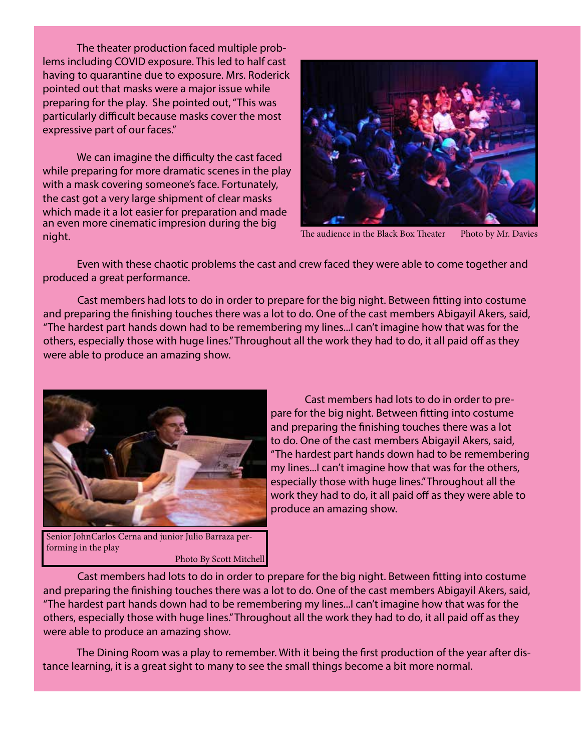The theater production faced multiple problems including COVID exposure. This led to half cast having to quarantine due to exposure. Mrs. Roderick pointed out that masks were a major issue while preparing for the play. She pointed out, "This was particularly difficult because masks cover the most expressive part of our faces."

We can imagine the difficulty the cast faced while preparing for more dramatic scenes in the play with a mask covering someone's face. Fortunately, the cast got a very large shipment of clear masks which made it a lot easier for preparation and made an even more cinematic impresion during the big night.

The audience in the Black Box Theater Photo by Mr. Davies

Even with these chaotic problems the cast and crew faced they were able to come together and produced a great performance.

Cast members had lots to do in order to prepare for the big night. Between fitting into costume and preparing the finishing touches there was a lot to do. One of the cast members Abigayil Akers, said, "The hardest part hands down had to be remembering my lines...I can't imagine how that was for the others, especially those with huge lines." Throughout all the work they had to do, it all paid off as they were able to produce an amazing show.

Senior JohnCarlos Cerna and junior Julio Barraza performing in the play

Photo By Scott Mitchell

Cast members had lots to do in order to prepare for the big night. Between fitting into costume and preparing the finishing touches there was a lot to do. One of the cast members Abigayil Akers, said, "The hardest part hands down had to be remembering my lines...I can't imagine how that was for the others, especially those with huge lines." Throughout all the work they had to do, it all paid off as they were able to produce an amazing show.

Cast members had lots to do in order to prepare for the big night. Between fitting into costume and preparing the finishing touches there was a lot to do. One of the cast members Abigayil Akers, said, "The hardest part hands down had to be remembering my lines...I can't imagine how that was for the others, especially those with huge lines." Throughout all the work they had to do, it all paid off as they were able to produce an amazing show.

The Dining Room was a play to remember. With it being the first production of the year after distance learning, it is a great sight to many to see the small things become a bit more normal.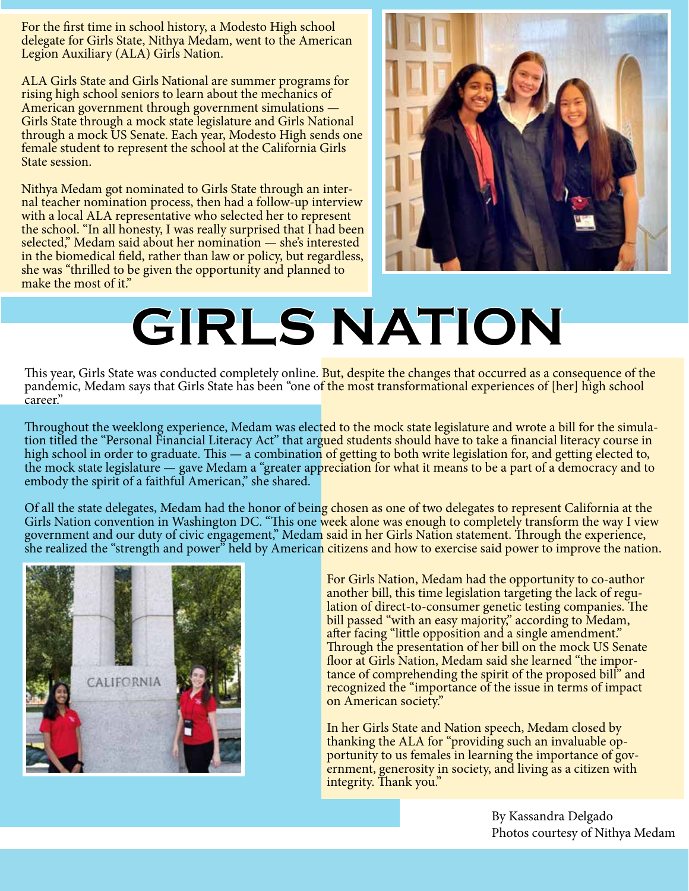# GIRLS NATION

For the first time in school history, a Modesto High school delegate for Girls State, Nithya Medam, went to the American Legion Auxiliary (ALA) Girls Nation.

ALA Girls State and Girls National are summer programs for rising high school seniors to learn about the mechanics of American government through government simulations — Girls State through a mock state legislature and Girls National through a mock US Senate. Each year, Modesto High sends one female student to represent the school at the California Girls State session.

Nithya Medam got nominated to Girls State through an internal teacher nomination process, then had a follow-up interview with a local ALA representative who selected her to represent the school. "In all honesty, I was really surprised that I had been selected," Medam said about her nomination — she's interested in the biomedical field, rather than law or policy, but regardless, she was "thrilled to be given the opportunity and planned to make the most of it."

This year, Girls State was conducted completely online. But, despite the changes that occurred as a consequence of the pandemic, Medam says that Girls State has been "one of the most transformational experiences of [her] high school career."

Throughout the weeklong experience, Medam was elected to the mock state legislature and wrote a bill for the simulation titled the "Personal Financial Literacy Act" that argued students should have to take a financial literacy course in high school in order to graduate. This — a combination of getting to both write legislation for, and getting elected to, the mock state legislature — gave Medam a "greater appreciation for what it means to be a part of a democracy and to embody the spirit of a faithful American," she shared.

Of all the state delegates, Medam had the honor of being chosen as one of two delegates to represent California at the Girls Nation convention in Washington DC. "This one week alone was enough to completely transform the way I view government and our duty of civic engagement," Medam said in her Girls Nation statement. Through the experience, she realized the "strength and power" held by American citizens and how to exercise said power to improve the nation.

For Girls Nation, Medam had the opportunity to co-author another bill, this time legislation targeting the lack of regulation of direct-to-consumer genetic testing companies. The bill passed "with an easy majority," according to Medam, after facing "little opposition and a single amendment." Through the presentation of her bill on the mock US Senate floor at Girls Nation, Medam said she learned "the importance of comprehending the spirit of the proposed bill" and recognized the "importance of the issue in terms of impact on American society."

In her Girls State and Nation speech, Medam closed by thanking the ALA for "providing such an invaluable opportunity to us females in learning the importance of government, generosity in society, and living as a citizen with integrity. Thank you."

By Kassandra Delgado
Photos courtesy of Nithya Medam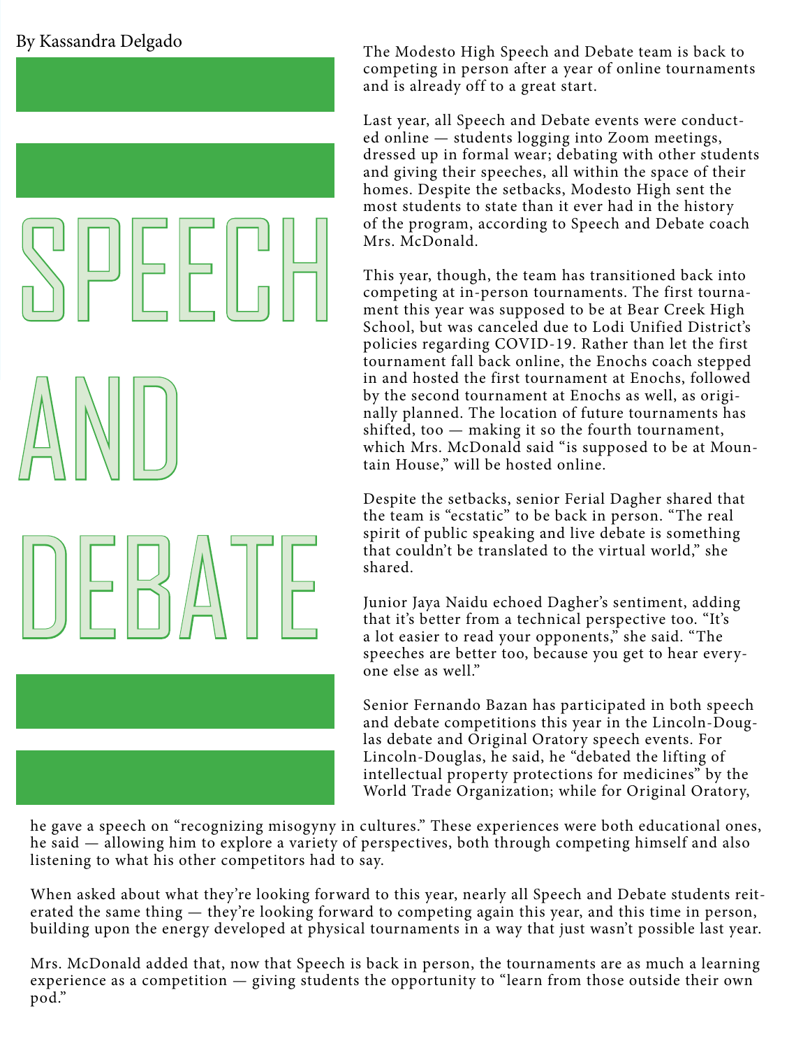# SPEECH AND DEBATE

By Kassandra Delgado

The Modesto High Speech and Debate team is back to competing in person after a year of online tournaments and is already off to a great start.

Last year, all Speech and Debate events were conducted online — students logging into Zoom meetings, dressed up in formal wear; debating with other students and giving their speeches, all within the space of their homes. Despite the setbacks, Modesto High sent the most students to state than it ever had in the history of the program, according to Speech and Debate coach Mrs. McDonald.

This year, though, the team has transitioned back into competing at in-person tournaments. The first tournament this year was supposed to be at Bear Creek High School, but was canceled due to Lodi Unified District's policies regarding COVID-19. Rather than let the first tournament fall back online, the Enochs coach stepped in and hosted the first tournament at Enochs, followed by the second tournament at Enochs as well, as originally planned. The location of future tournaments has shifted, too — making it so the fourth tournament, which Mrs. McDonald said "is supposed to be at Mountain House," will be hosted online.

Despite the setbacks, senior Ferial Dagher shared that the team is "ecstatic" to be back in person. "The real spirit of public speaking and live debate is something that couldn't be translated to the virtual world," she shared.

Junior Jaya Naidu echoed Dagher's sentiment, adding that it's better from a technical perspective too. "It's a lot easier to read your opponents," she said. "The speeches are better too, because you get to hear everyone else as well."

Senior Fernando Bazan has participated in both speech and debate competitions this year in the Lincoln-Douglas debate and Original Oratory speech events. For Lincoln-Douglas, he said, he "debated the lifting of intellectual property protections for medicines" by the World Trade Organization; while for Original Oratory, he gave a speech on "recognizing misogyny in cultures." These experiences were both educational ones, he said — allowing him to explore a variety of perspectives, both through competing himself and also listening to what his other competitors had to say.

When asked about what they're looking forward to this year, nearly all Speech and Debate students reiterated the same thing — they're looking forward to competing again this year, and this time in person, building upon the energy developed at physical tournaments in a way that just wasn't possible last year.

Mrs. McDonald added that, now that Speech is back in person, the tournaments are as much a learning experience as a competition — giving students the opportunity to "learn from those outside their own pod."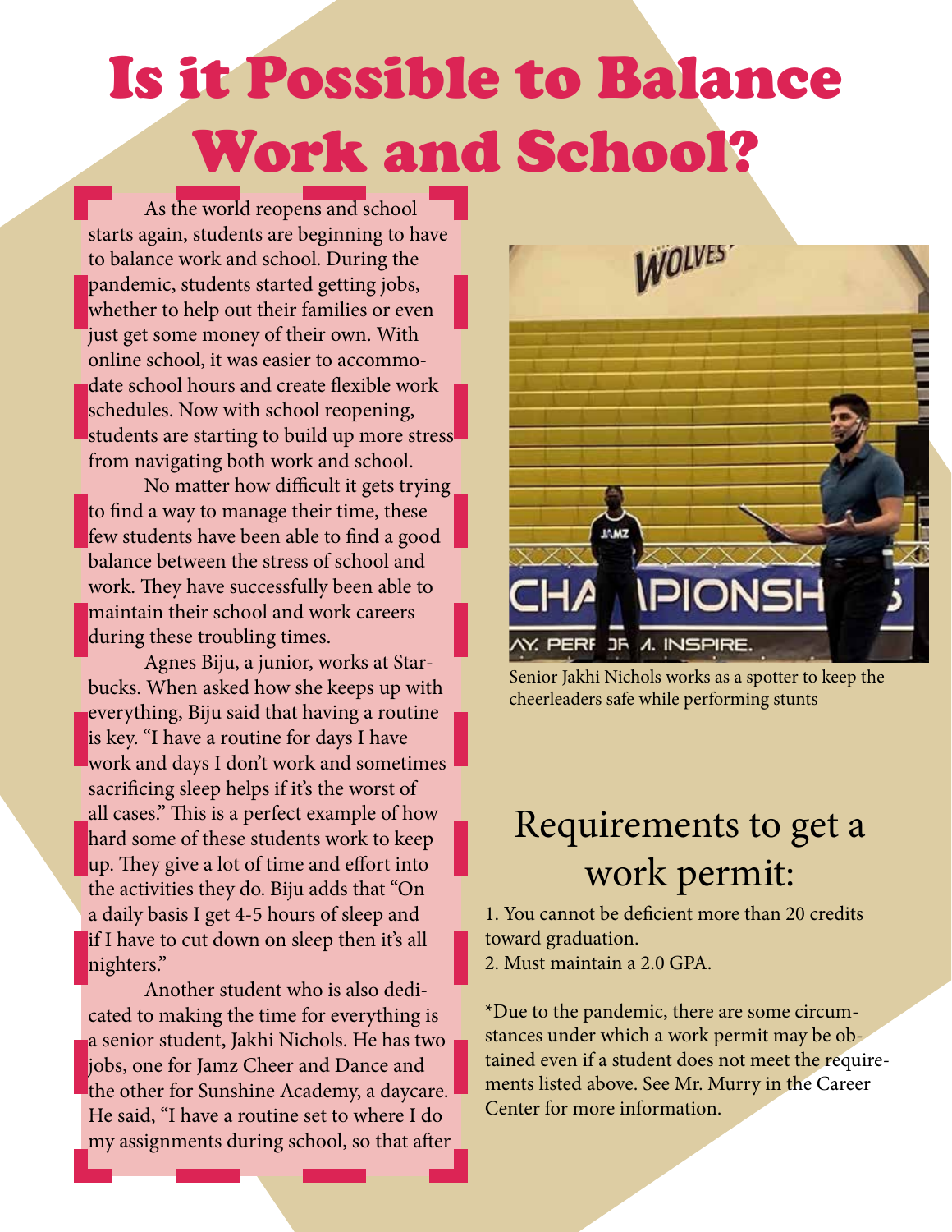# Is it Possible to Balance Work and School?

As the world reopens and school starts again, students are beginning to have to balance work and school. During the pandemic, students started getting jobs, whether to help out their families or even just get some money of their own. With online school, it was easier to accommodate school hours and create flexible work schedules. Now with school reopening, students are starting to build up more stress from navigating both work and school.

No matter how difficult it gets trying to find a way to manage their time, these few students have been able to find a good balance between the stress of school and work. They have successfully been able to maintain their school and work careers during these troubling times.

Agnes Biju, a junior, works at Starbucks. When asked how she keeps up with everything, Biju said that having a routine is key. "I have a routine for days I have work and days I don't work and sometimes sacrificing sleep helps if it's the worst of all cases." This is a perfect example of how hard some of these students work to keep up. They give a lot of time and effort into the activities they do. Biju adds that "On a daily basis I get 4-5 hours of sleep and if I have to cut down on sleep then it's all nighters."

Another student who is also dedicated to making the time for everything is a senior student, Jakhi Nichols. He has two jobs, one for Jamz Cheer and Dance and the other for Sunshine Academy, a daycare. He said, "I have a routine set to where I do my assignments during school, so that after

Senior Jakhi Nichols works as a spotter to keep the cheerleaders safe while performing stunts

## Requirements to get a work permit:

1. You cannot be deficient more than 20 credits toward graduation.
2. Must maintain a 2.0 GPA.

*Due to the pandemic, there are some circumstances under which a work permit may be obtained even if a student does not meet the requirements listed above. See Mr. Murry in the Career Center for more information.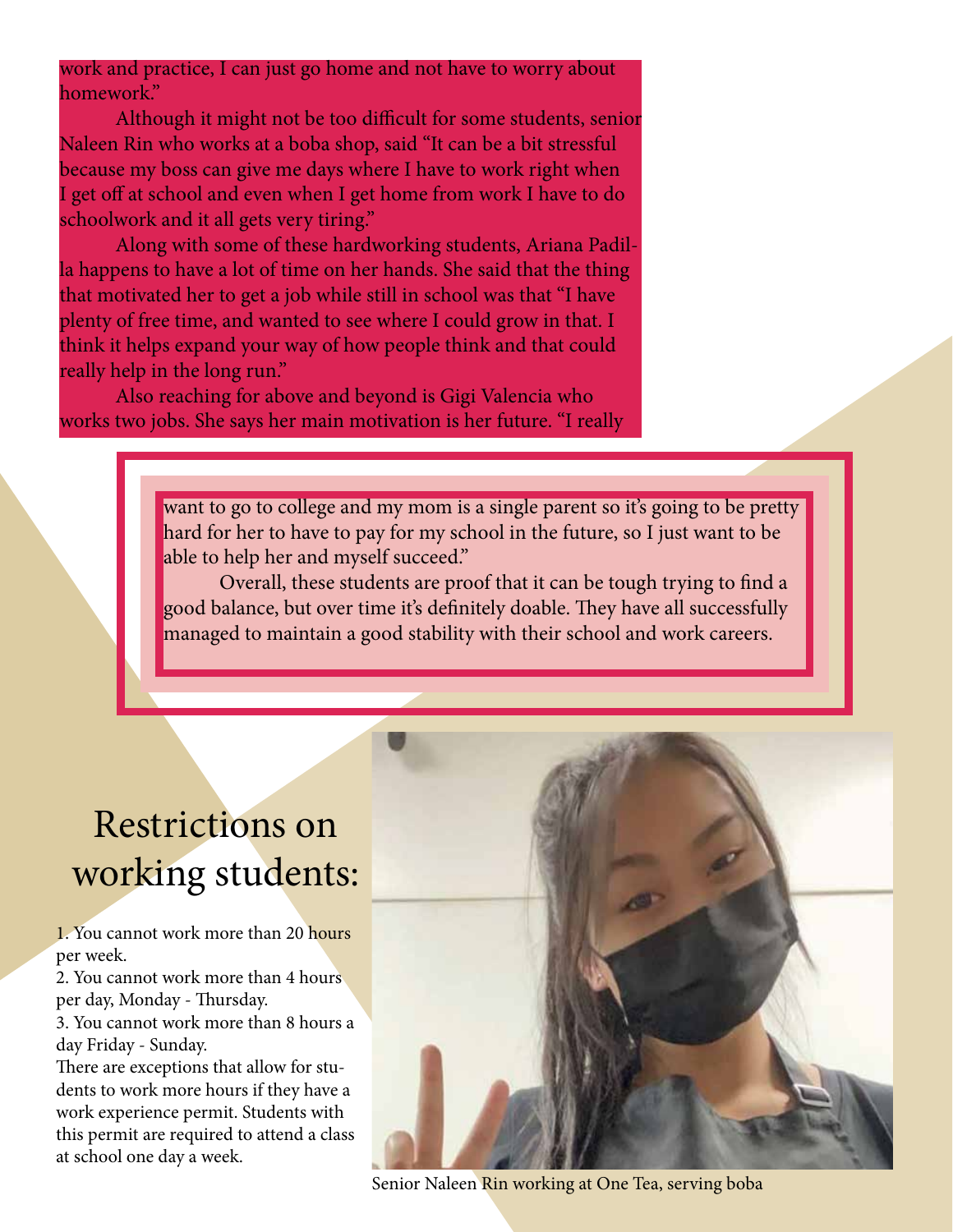work and practice, I can just go home and not have to worry about homework."

Although it might not be too difficult for some students, senior Naleen Rin who works at a boba shop, said "It can be a bit stressful because my boss can give me days where I have to work right when I get off at school and even when I get home from work I have to do schoolwork and it all gets very tiring."

Along with some of these hardworking students, Ariana Padilla happens to have a lot of time on her hands. She said that the thing that motivated her to get a job while still in school was that "I have plenty of free time, and wanted to see where I could grow in that. I think it helps expand your way of how people think and that could really help in the long run."

Also reaching for above and beyond is Gigi Valencia who works two jobs. She says her main motivation is her future. "I really want to go to college and my mom is a single parent so it's going to be pretty hard for her to have to pay for my school in the future, so I just want to be able to help her and myself succeed."

Overall, these students are proof that it can be tough trying to find a good balance, but over time it's definitely doable. They have all successfully managed to maintain a good stability with their school and work careers.

# Restrictions on working students:

1. You cannot work more than 20 hours per week.
2. You cannot work more than 4 hours per day, Monday - Thursday.
3. You cannot work more than 8 hours a day Friday - Sunday.

There are exceptions that allow for students to work more hours if they have a work experience permit. Students with this permit are required to attend a class at school one day a week.

Senior Naleen Rin working at One Tea, serving boba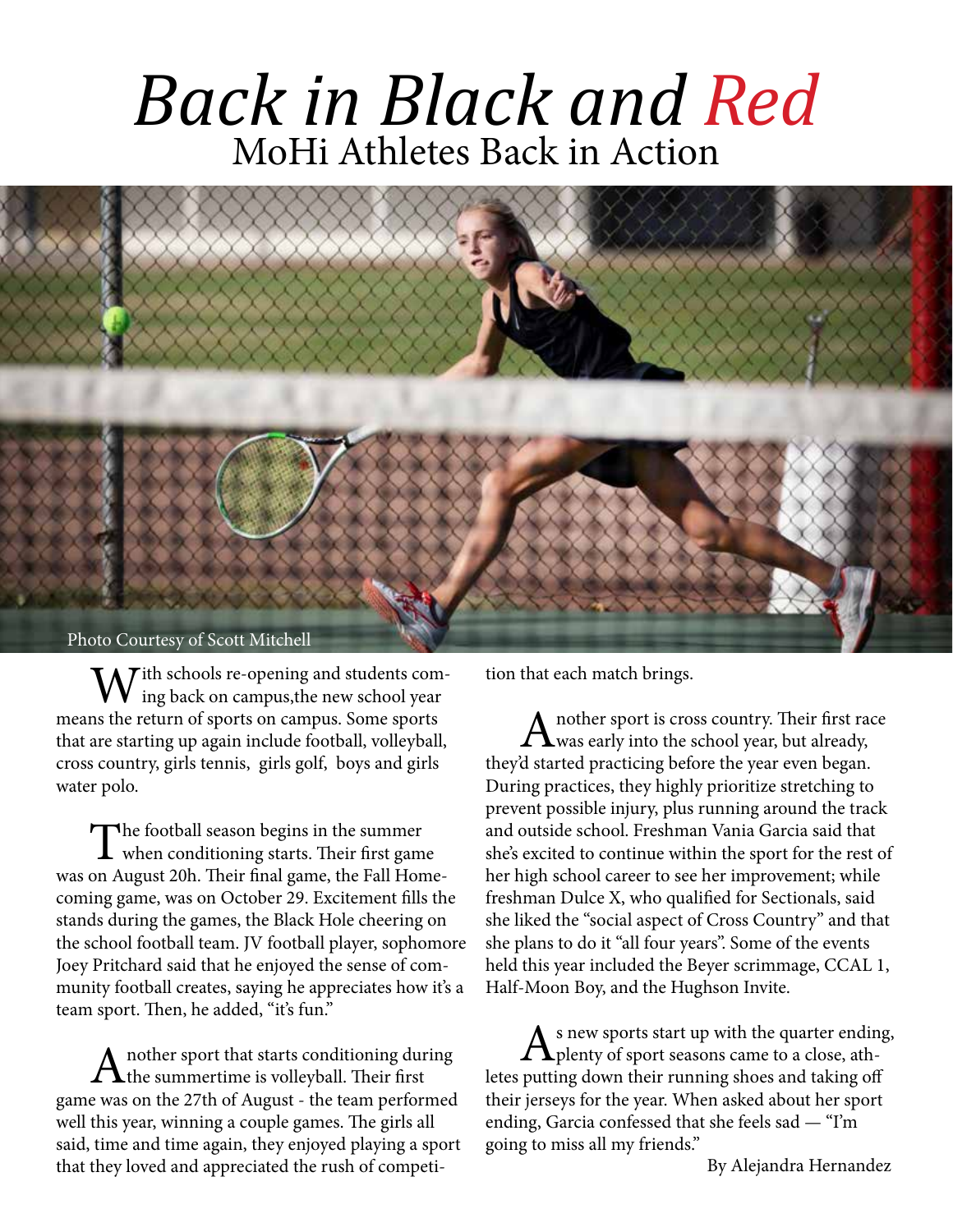# *Back in Black and Red*

## MoHi Athletes Back in Action

Photo Courtesy of Scott Mitchell

With schools re-opening and students coming back on campus,the new school year means the return of sports on campus. Some sports that are starting up again include football, volleyball, cross country, girls tennis, girls golf, boys and girls water polo.

The football season begins in the summer when conditioning starts. Their first game was on August 20h. Their final game, the Fall Homecoming game, was on October 29. Excitement fills the stands during the games, the Black Hole cheering on the school football team. JV football player, sophomore Joey Pritchard said that he enjoyed the sense of community football creates, saying he appreciates how it's a team sport. Then, he added, "it's fun."

Another sport that starts conditioning during the summertime is volleyball. Their first game was on the 27th of August - the team performed well this year, winning a couple games. The girls all said, time and time again, they enjoyed playing a sport that they loved and appreciated the rush of competition that each match brings.

Another sport is cross country. Their first race was early into the school year, but already, they'd started practicing before the year even began. During practices, they highly prioritize stretching to prevent possible injury, plus running around the track and outside school. Freshman Vania Garcia said that she's excited to continue within the sport for the rest of her high school career to see her improvement; while freshman Dulce X, who qualified for Sectionals, said she liked the "social aspect of Cross Country" and that she plans to do it "all four years". Some of the events held this year included the Beyer scrimmage, CCAL 1, Half-Moon Boy, and the Hughson Invite.

As new sports start up with the quarter ending, plenty of sport seasons came to a close, athletes putting down their running shoes and taking off their jerseys for the year. When asked about her sport ending, Garcia confessed that she feels sad — "I'm going to miss all my friends."

By Alejandra Hernandez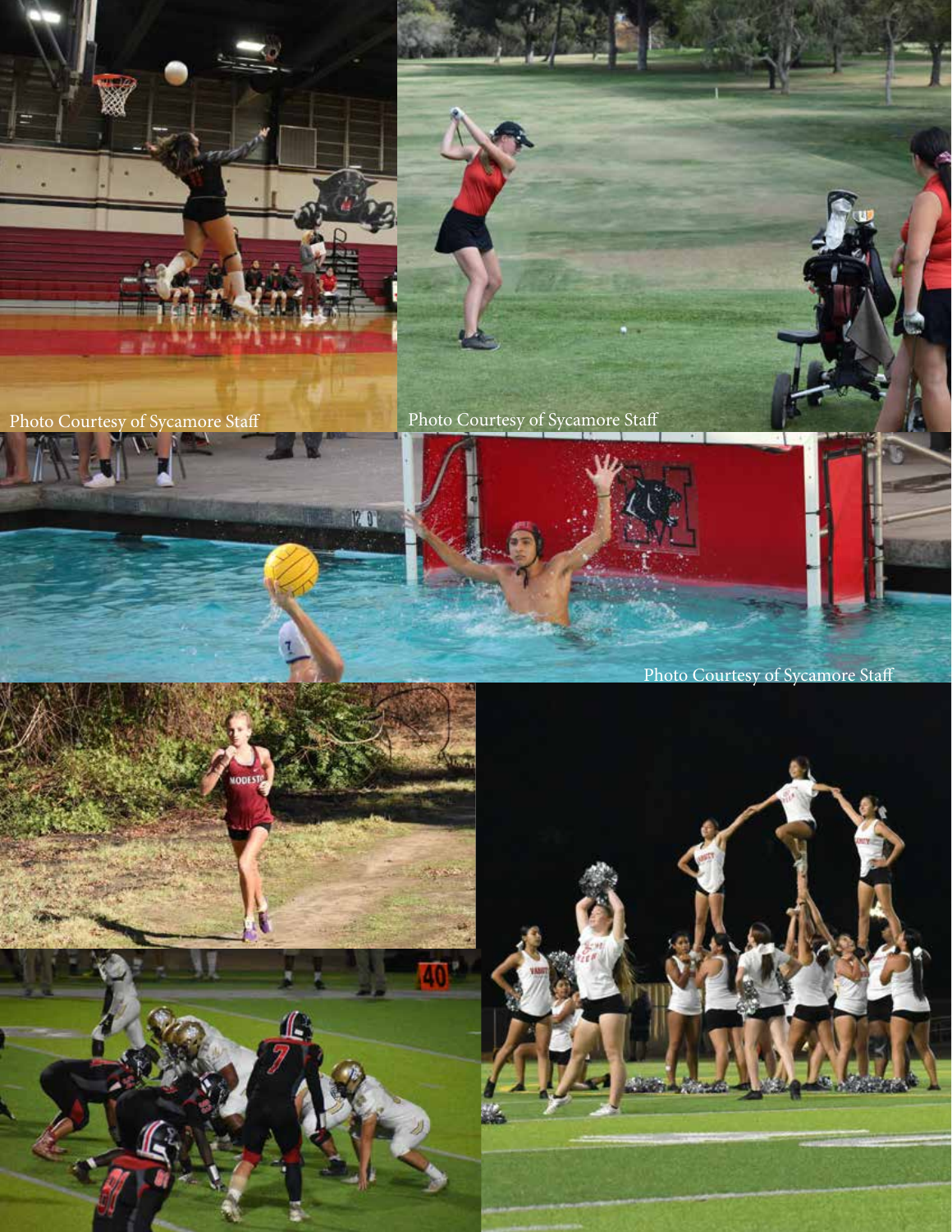Photo Courtesy of Sycamore Staff

Photo Courtesy of Sycamore Staff

Photo Courtesy of Sycamore Staff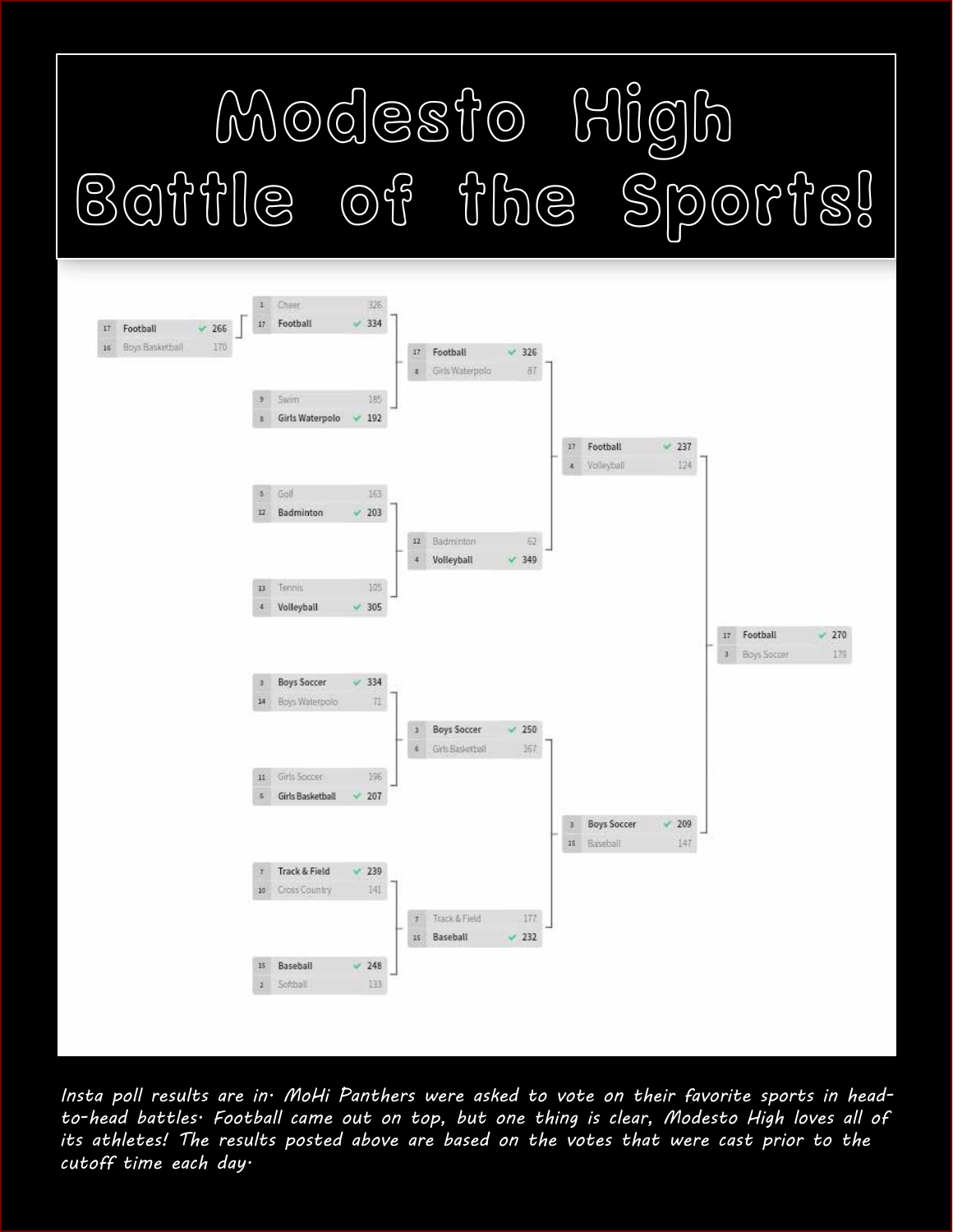# Modesto High Battle of the Sports!

17 Football 266
16 Boys Basketball 170

1 Cheer 326
17 Football 334

9 Swim 185
8 Girls Waterpolo 192

5 Golf 163
12 Badminton 203

13 Tennis 105
4 Volleyball 305

3 Boys Soccer 334
14 Boys Waterpolo 71

11 Girls Soccer 196
6 Girls Basketball 207

7 Track & Field 239
10 Cross Country 141

15 Baseball 248
2 Softball 133

17 Football 326
8 Girls Waterpolo 87

12 Badminton 62
4 Volleyball 349

3 Boys Soccer 250
6 Girls Basketball 167

7 Track & Field 177
15 Baseball 232

17 Football 237
4 Volleyball 124

3 Boys Soccer 209
15 Baseball 147

17 Football 270
3 Boys Soccer 179

*Insta poll results are in. MoHi Panthers were asked to vote on their favorite sports in head-to-head battles. Football came out on top, but one thing is clear, Modesto High loves all of its athletes! The results posted above are based on the votes that were cast prior to the cutoff time each day.*